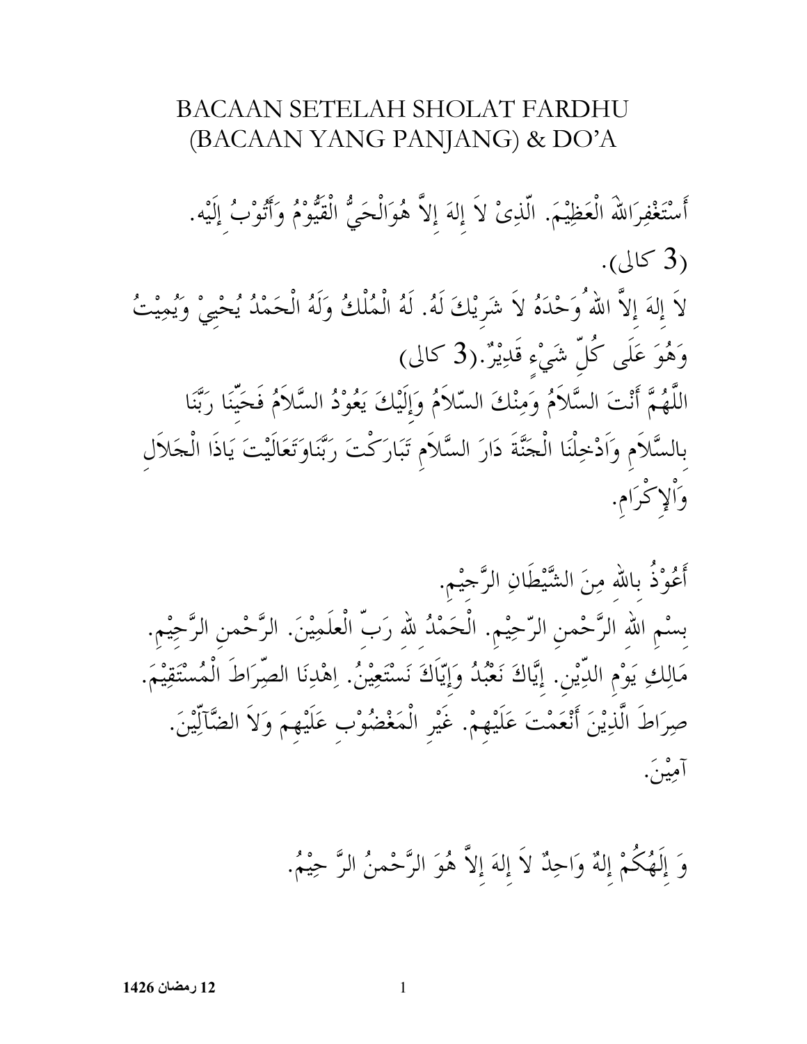# BACAAN SETELAH SHOLAT FARDHU (BACAAN YANG PANJANG) & DO'A

أَسْتَغْفِرَاللهَ الْعَظِيْمَ. الَّذِىْ لاَ إِلهَ إِلاَّ هُوَالْحَيُّ الْقَيُّوْمُ وَأَتُوْبُ إِلَيْه.

(3 كالى).

لاَ إِلهَ إِلاَّ اللهُ وَحْدَهُ لاَ شَرِيْكَ لَهُ. لَهُ الْمُلْكُ وَلَهُ الْحَمْدُ يُحْيِيْ وَيُمِيْتُ وَهُوَ عَلَى كُلِّ شَيْءٍ قَدِيْرٌ.(3 كالى)

اللَّهُمَّ أَنْتَ السَّلاَمُ وَمِنْكَ السّلاَمُ وَإِلَيْكَ يَعُوْدُ السَّلاَمُ فَحَيِّنَا رَبَّنَا بِالسَّلاَمِ وَاَدْخِلْنَا الْجَنَّةَ دَارَ السَّلاَمِ تَبَارَكْتَ رَبَّنَاوَتَعَالَيْتَ يَاذَا الْجَلاَلِ وَاْلإِكْرَامِ.

أَعُوْذُ بِاللهِ مِنَ الشَّيْطَانِ الرَّجِيْمِ.

بِسْمِ اللهِ الرَّحْمنِ الرَّحِيْمِ. الْحَمْدُ للهِ رَبِّ الْعلَمِيْنَ. الرَّحْمنِ الرَّحِيْمِ. مَالِكِ يَوْمِ الدِّيْنِ. إِيَّاكَ نَعْبُدُ وَإِيَّاكَ نَسْتَعِيْنُ. اِهْدِنَا الصِّرَاطَ الْمُسْتَقِيْمَ. صِرَاطَ الَّذِيْنَ أَنْعَمْتَ عَلَيْهِمْ. غَيْرِ الْمَغْضُوْبِ عَلَيْهِمَ وَلاَ الضَّآلِّيْنَ. آمِيْنَ.

وَ إِلَهُكُمْ إِلهٌ وَاحِدٌ لاَ إِلهَ إِلاَّ هُوَ الرَّحْمنُ الرَّ حِيْمُ.

**12 رمضان 1426**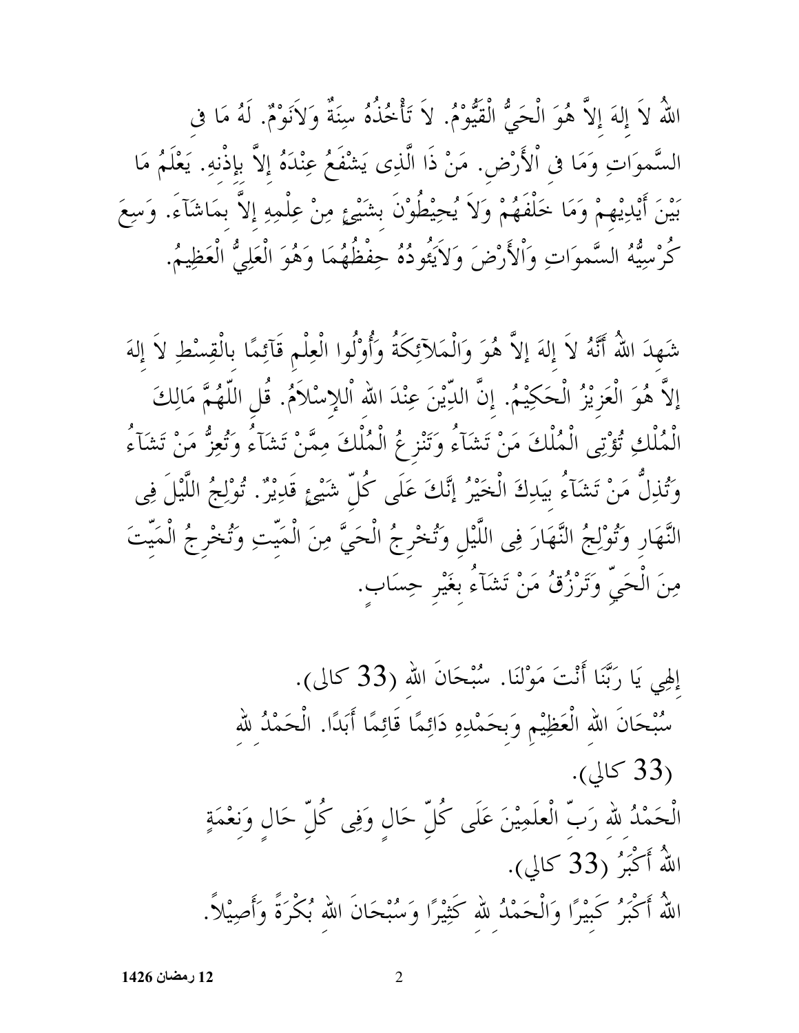اللّٰهُ لاَ إِلٰهَ إِلاَّ هُوَ الْحَيُّ الْقَيُّوْمُ. لاَ تَأْخُذُهُ سِنَةٌ وَلاَنَوْمٌ. لَهُ مَا فِى السَّموَاتِ وَمَا فِى اْلأَرْضِ. مَنْ ذَا الَّذِى يَشْفَعُ عِنْدَهُ إِلاَّ بِإِذْنِهِ. يَعْلَمُ مَا بَيْنَ أَيْدِيْهِمْ وَمَا خَلْفَهُمْ وَلاَ يُحِيْطُوْنَ بِشَيْئٍ مِنْ عِلْمِهِ إِلاَّ بِمَاشَآءَ. وَسِعَ كُرْسِيُّهُ السَّموَاتِ وَاْلأَرْضَ وَلاَيَئُودُهُ حِفْظُهُمَا وَهُوَ الْعَلِيُّ الْعَظِيمُ.

شَهِدَ اللّٰهُ أَنَّهُ لاَ إِلٰهَ إِلاَّ هُوَ وَالْمَلاَئِكَةُ وَأُوْلُوا الْعِلْمِ قَآئِمًا بِالْقِسْطِ لاَ إِلٰهَ إِلاَّ هُوَ الْعَزِيْزُ الْحَكِيْمُ. إِنَّ الدِّيْنَ عِنْدَ اللّٰهِ اْلإِسْلاَمُ. قُلِ اللّٰهُمَّ مَالِكَ الْمُلْكِ تُؤْتِى الْمُلْكَ مَنْ تَشَآءُ وَتَنْزِعُ الْمُلْكَ مِمَّنْ تَشَآءُ وَتُعِزُّ مَنْ تَشَآءُ وَتُذِلُّ مَنْ تَشَآءُ بِيَدِكَ الْخَيْرُ إِنَّكَ عَلَى كُلِّ شَيْئٍ قَدِيْرٌ. تُوْلِجُ اللَّيْلَ فِى النَّهَارِ وَتُوْلِجُ النَّهَارَ فِى اللَّيْلِ وَتُخْرِجُ الْحَيَّ مِنَ الْمَيِّتِ وَتُخْرِجُ الْمَيِّتَ مِنَ الْحَيِّ وَتَرْزُقُ مَنْ تَشَآءُ بِغَيْرِ حِسَابٍ.

إِلٰهِي يَا رَبَّنَا أَنْتَ مَوْلَنَا. سُبْحَانَ اللّٰهِ (33 كالى).

سُبْحَانَ اللّٰهِ الْعَظِيْمِ وَبِحَمْدِهِ دَائِمًا قَائِمًا أَبَدًا. الْحَمْدُ لِلّٰهِ (33 كالي).

الْحَمْدُ لِلّٰهِ رَبِّ الْعٰلَمِيْنَ عَلَى كُلِّ حَالٍ وَفِى كُلِّ حَالٍ وَنِعْمَةٍ اللّٰهُ أَكْبَرُ (33 كالي).

اللّٰهُ أَكْبَرُ كَبِيْرًا وَالْحَمْدُ لِلّٰهِ كَثِيْرًا وَسُبْحَانَ اللّٰهِ بُكْرَةً وَأَصِيْلاً.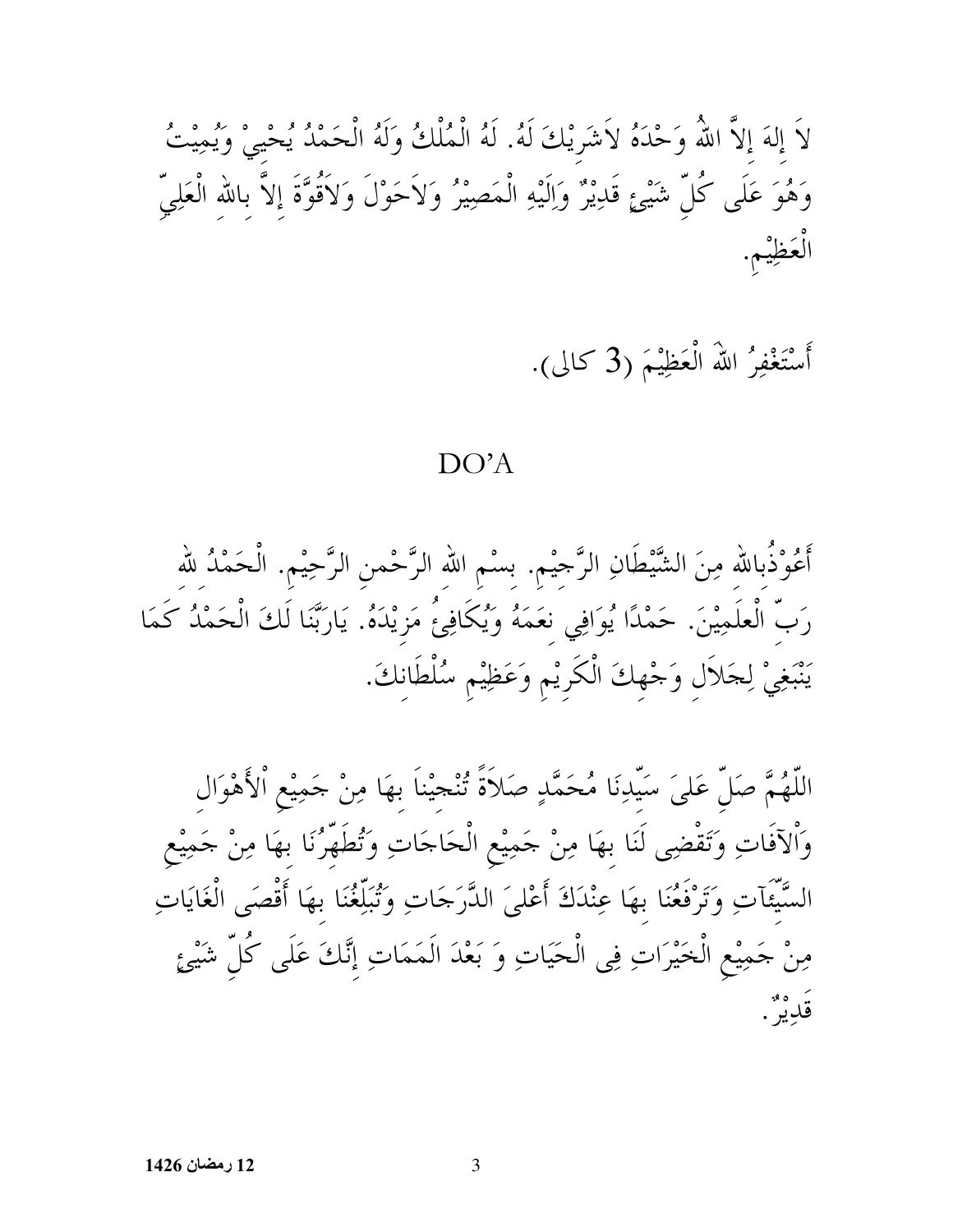لاَ إِلهَ إِلاَّ اللهُ وَحْدَهُ لاَشَرِيْكَ لَهُ. لَهُ الْمُلْكُ وَلَهُ الْحَمْدُ يُحْيِيْ وَيُمِيْتُ وَهُوَ عَلَى كُلِّ شَيْئٍ قَدِيْرٌ وَاِلَيْهِ الْمَصِيْرُ وَلاَحَوْلَ وَلاَقُوَّةَ إِلاَّ بِاللهِ الْعَلِيِّ الْعَظِيْمِ.

أَسْتَغْفِرُ اللهَ الْعَظِيْمَ (3 كالى).

## DO'A

أَعُوْذُبِاللهِ مِنَ الشَّيْطَانِ الرَّجِيْمِ. بِسْمِ اللهِ الرَّحْمنِ الرَّحِيْمِ. اَلْحَمْدُ للهِ رَبِّ الْعلَمِيْنَ. حَمْدًا يُوَافِي نِعَمَهُ وَيُكَافِئُ مَزِيْدَهُ. يَارَبَّنَا لَكَ الْحَمْدُ كَمَا يَنْبَغِيْ لِجَلاَلِ وَجْهِكَ الْكَرِيْمِ وَعَظِيْمِ سُلْطَانِكَ.

اَللّهُمَّ صَلِّ عَلىَ سَيِّدِنَا مُحَمَّدٍ صَلاَةً تُنْجِيْناَ بِهَا مِنْ جَمِيْعِ الْأَهْوَالِ وَالْآفَاتِ وَتَقْضِى لَنَا بِهَا مِنْ جَمِيْعِ الْحَاجَاتِ وَتُطَهِّرُنَا بِهَا مِنْ جَمِيْعِ السَّيِّآتِ وَتَرْفَعُنَا بِهَا عِنْدَكَ أَعْلىَ الدَّرَجَاتِ وَتُبَلِّغُنَا بِهَا أَقْصَى الْغَايَاتِ مِنْ جَمِيْعِ الْخَيْرَاتِ فِى الْحَيَاتِ وَ بَعْدَ الْمَمَاتِ إِنَّكَ عَلَى كُلِّ شَيْئٍ قَدِيْرٌ.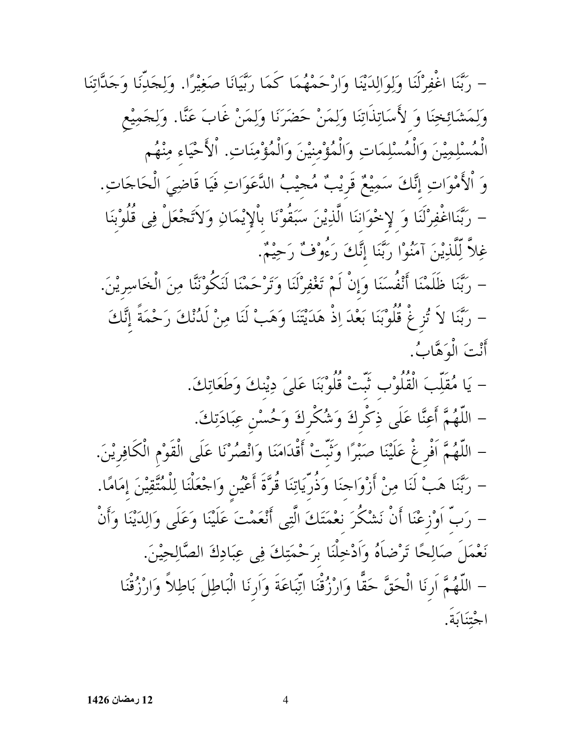– رَبَّنَا اغْفِرْلَنَا وَلِوَالِدَيْنَا وَارْحَمْهُمَا كَمَا رَبَّيَانَا صَغِيْرًا. وَلِجَدِّنَا وَجَدَّاتِنَا وَلِمَشَائِخِنَا وَ لأَسَاتِذَاتِنَا وَلِمَنْ حَضَرَنَا وَلِمَنْ غَابَ عَنَّا. وَلِجَمِيْعِ الْمُسْلِمِيْنَ وَالْمُسْلِمَاتِ وَالْمُؤْمِنِيْنَ وَالْمُؤْمِنَاتِ. اْلأَحْيَاءِ مِنْهُم وَ اْلأَمْوَاتِ إِنَّكَ سَمِيْعٌ قَرِيْبٌ مُجِيْبُ الدَّعَوَاتِ فَيَا قَاضِيَ الْحَاجَاتِ.

– رَبَّنَااغْفِرْلَنَا وَ لإِخْوَاننا الَّذِيْنَ سَبَقُوْنَا بِاْلإِيْمَانِ وَلاَتَجْعَلْ فِى قُلُوْبِنَا غِلاًّ لِّلَّذِيْنَ آمَنُوْا رَبَّنَا إِنَّكَ رَءُوْفٌ رَحِيْمٌ.

– رَبَّنَا ظَلَمْنَا أَنْفُسَنَا وَإِنْ لَمْ تَغْفِرْلَنَا وَتَرْحَمْنَا لَنَكُوْنَنَّا مِنَ الْخَاسِرِيْنَ.

– رَبَّنَا لاَ تُزِغْ قُلُوْبَنَا بَعْدَ اِذْ هَدَيْتَنَا وَهَبْ لَنَا مِنْ لَدُنْكَ رَحْمَةً إِنَّكَ أَنْتَ الْوَهَّابُ.

– يَا مُقَلِّبَ الْقُلُوْبِ ثَبِّتْ قُلُوْبَنَا عَلىَ دِيْنِكَ وَطَعَاتِكَ.

– اللّهُمَّ أَعِنَّا عَلَى ذِكْرِكَ وَشُكْرِكَ وَحُسْنِ عِبَادَتِكَ.

– اللّهُمَّ اَفْرِغْ عَلَيْنَا صَبْرًا وَثَبِّتْ أَقْدَامَنَا وَانْصُرْنَا عَلَى الْقَوْمِ الْكَافِرِيْنَ.

– رَبَّنَا هَبْ لَنَا مِنْ أَزْوَاجِنَا وَذُرِّيَاتِنَا قُرَّةَ أَعْيُنٍ وَاجْعَلْنَا لِلْمُتَّقِيْنَ إِمَامًا.

– رَبِّ اَوْزِعْنَا أَنْ نَشْكُرَ نِعْمَتَكَ الَّتِى أَنْعَمْتَ عَلَيْنَا وَعَلَى وَالِدَيْنَا وَأَنْ نَعْمَلَ صَالِحًا تَرْضَاهُ وَاَدْخِلْنَا بِرَحْمَتِكَ فِى عِبَادِكَ الصَّالِحِيْنَ.

– اللّهُمَّ اَرِنَا الْحَقَّ حَقًّا وَارْزُقْنَا اتِّبَاعَةَ وَاَرِنَا الْبَاطِلَ بَاطِلاً وَارْزُقْنَا اجْتِنَابَةَ.

**12 رمضان 1426**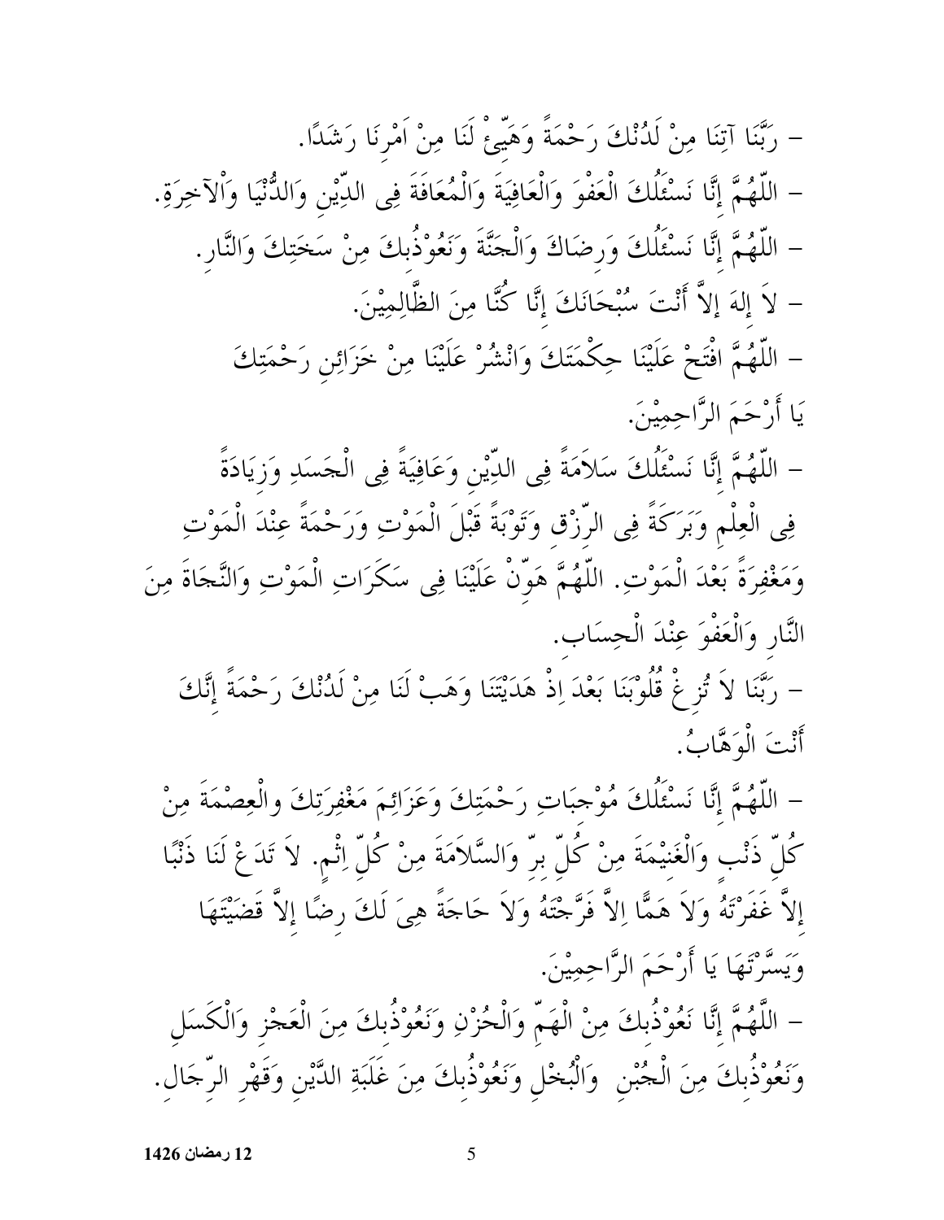– رَبَّنَا آتِنَا مِنْ لَدُنْكَ رَحْمَةً وَهَيِّئْ لَنَا مِنْ اَمْرِنَا رَشَدًا.

– اللّٰهُمَّ إِنَّا نَسْئَلُكَ الْعَفْوَ وَالْعَافِيَةَ وَالْمُعَافَةَ فِى الدِّيْنِ وَالدُّنْيَا وَالْآخِرَةِ.

– اللّٰهُمَّ إِنَّا نَسْئَلُكَ وَرِضَاكَ وَالْجَنَّةَ وَنَعُوْذُبِكَ مِنْ سَخَتِكَ وَالنَّارِ.

– لاَ إِلٰهَ إِلاَّ أَنْتَ سُبْحَانَكَ إِنَّا كُنَّا مِنَ الظَّالِمِيْنَ.

– اللّٰهُمَّ افْتَحْ عَلَيْنَا حِكْمَتَكَ وَانْشُرْ عَلَيْنَا مِنْ خَزَائِنِ رَحْمَتِكَ يَا أَرْحَمَ الرَّاحِمِيْنَ.

– اللّٰهُمَّ إِنَّا نَسْئَلُكَ سَلاَمَةً فِى الدِّيْنِ وَعَافِيَةً فِى الْجَسَدِ وَزِيَادَةً فِى الْعِلْمِ وَبَرَكَةً فِى الرِّزْقِ وَتَوْبَةً قَبْلَ الْمَوْتِ وَرَحْمَةً عِنْدَ الْمَوْتِ وَمَغْفِرَةً بَعْدَ الْمَوْتِ. اللّٰهُمَّ هَوِّنْ عَلَيْنَا فِى سَكَرَاتِ الْمَوْتِ وَالنَّجَاةَ مِنَ النَّارِ وَالْعَفْوَ عِنْدَ الْحِسَابِ.

– رَبَّنَا لاَ تُزِغْ قُلُوْبَنَا بَعْدَ اِذْ هَدَيْتَنَا وَهَبْ لَنَا مِنْ لَدُنْكَ رَحْمَةً إِنَّكَ أَنْتَ الْوَهَّابُ.

– اللّٰهُمَّ إِنَّا نَسْئَلُكَ مُوْجِبَاتِ رَحْمَتِكَ وَعَزَائِمَ مَغْفِرَتِكَ والْعِصْمَةَ مِنْ كُلِّ ذَنْبٍ وَالْغَنِيْمَةَ مِنْ كُلِّ بِرٍّ وَالسَّلاَمَةَ مِنْ كُلِّ اِثْمٍ. لاَ تَدَعْ لَنَا ذَنْبًا إِلاَّ غَفَرْتَهُ وَلاَ هَمًّا اِلاَّ فَرَّجْتَهُ وَلاَ حَاجَةً هِىَ لَكَ رِضًا إِلاَّ قَضَيْتَهَا وَيَسَّرْتَهَا يَا أَرْحَمَ الرَّاحِمِيْنَ.

– اللّٰهُمَّ إِنَّا نَعُوْذُبِكَ مِنْ الْهَمِّ وَالْحُزْنِ وَنَعُوْذُبِكَ مِنَ الْعَجْزِ وَالْكَسَلِ وَنَعُوْذُبِكَ مِنَ الْجُبْنِ وَالْبُخْلِ وَنَعُوْذُبِكَ مِنَ غَلَبَةِ الدَّيْنِ وَقَهْرِ الرِّجَالِ.

**12 رمضان 1426**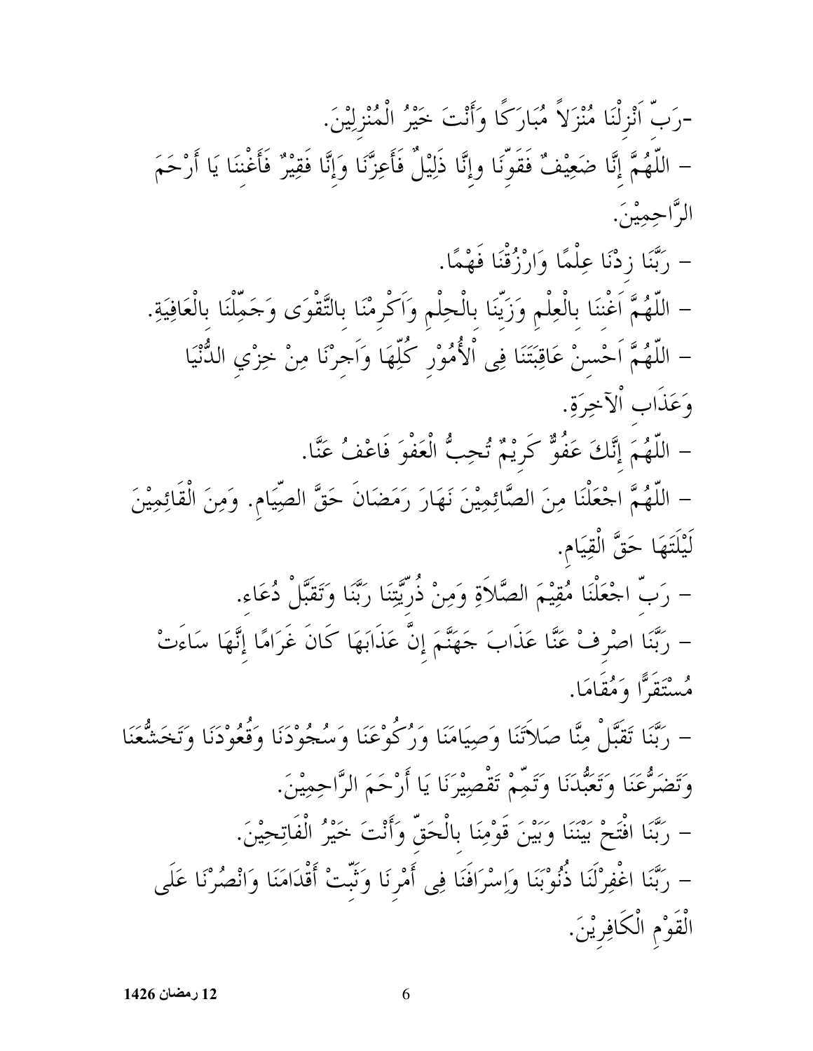-رَبِّ اَنْزِلْنَا مُنْزَلاً مُبارَكًا وَأَنْتَ خَيْرُ الْمُنْزِلِيْنَ.

– اللّٰهُمَّ إِنَّا ضَعِيْفٌ فَقَوِّنَا وإِنَّا ذَلِيْلٌ فَأَعِزَّنَا وَإِنَّا فَقِيْرٌ فَأَغْنِنا يَا أَرْحَمَ الرَّاحِمِيْنَ.

– رَبَّنَا زِدْنَا عِلْمًا وَارْزُقْنَا فَهْمًا.

– اللّٰهُمَّ اَغْنِنَا بِالْعِلْمِ وَزَيِّنَا بِالْحِلْمِ وَاَكْرِمْنَا بِالتَّقْوَى وَجَمِّلْنَا بِالْعَافِيَةِ.

– اللّٰهُمَّ اَحْسِنْ عَاقِبَتَنَا فِى ٱلْأُمُوْرِ كُلِّهَا وَاَجِرْنَا مِنْ خِزْيِ الدُّنْيَا وَعَذَابِ ٱلآخِرَةِ.

– اللّٰهُمَ إِنَّكَ عَفُوٌّ كَرِيْمٌ تُحِبُّ الْعَفْوَ فَاعْفُ عَنَّا.

– اللّٰهُمَّ اجْعَلْنَا مِنَ الصَّائِمِيْنَ نَهَارَ رَمَضَانَ حَقَّ الصِّيَامِ. وَمِنَ الْقَائِمِيْنَ لَيْلَتَهَا حَقَّ الْقِيَامِ.

– رَبِّ اجْعَلْنَا مُقِيْمَ الصَّلاَةِ وَمِنْ ذُرِّيَّتِنا رَبَّنَا وَتَقَبَّلْ دُعَاء.

– رَبَّنَا اصْرِفْ عَنَّا عَذَابَ جَهَنَّمَ إِنَّ عَذَابَهَا كَانَ غَرَامًا إِنَّهَا سَاءَتْ مُسْتَقَرًّا وَمُقَامَا.

– رَبَّنَا تَقَبَّلْ مِنَّا صَلاَتَنَا وَصِيَامَنَا وَرُكُوْعَنَا وَسُجُوْدَنَا وَقُعُوْدَنَا وَتَخَشُّعَنَا وَتَضَرُّعَنَا وَتَعَبُّدَنَا وَتَمِّمْ تَقْصِيْرَنَا يَا أَرْحَمَ الرَّاحِمِيْنَ.

– رَبَّنَا افْتَحْ بَيْنَنَا وَبَيْنَ قَوْمِنَا بِالْحَقِّ وَأَنْتَ خَيْرُ الْفَاتِحِيْنَ.

– رَبَّنَا اغْفِرْلَنَا ذُنُوْبَنَا وَإِسْرَافَنَا فِى أَمْرِنَا وَثَبِّتْ أَقْدَامَنَا وَانْصُرْنَا عَلَى الْقَوْمِ الْكَافِرِيْنَ.

**12 رمضان 1426**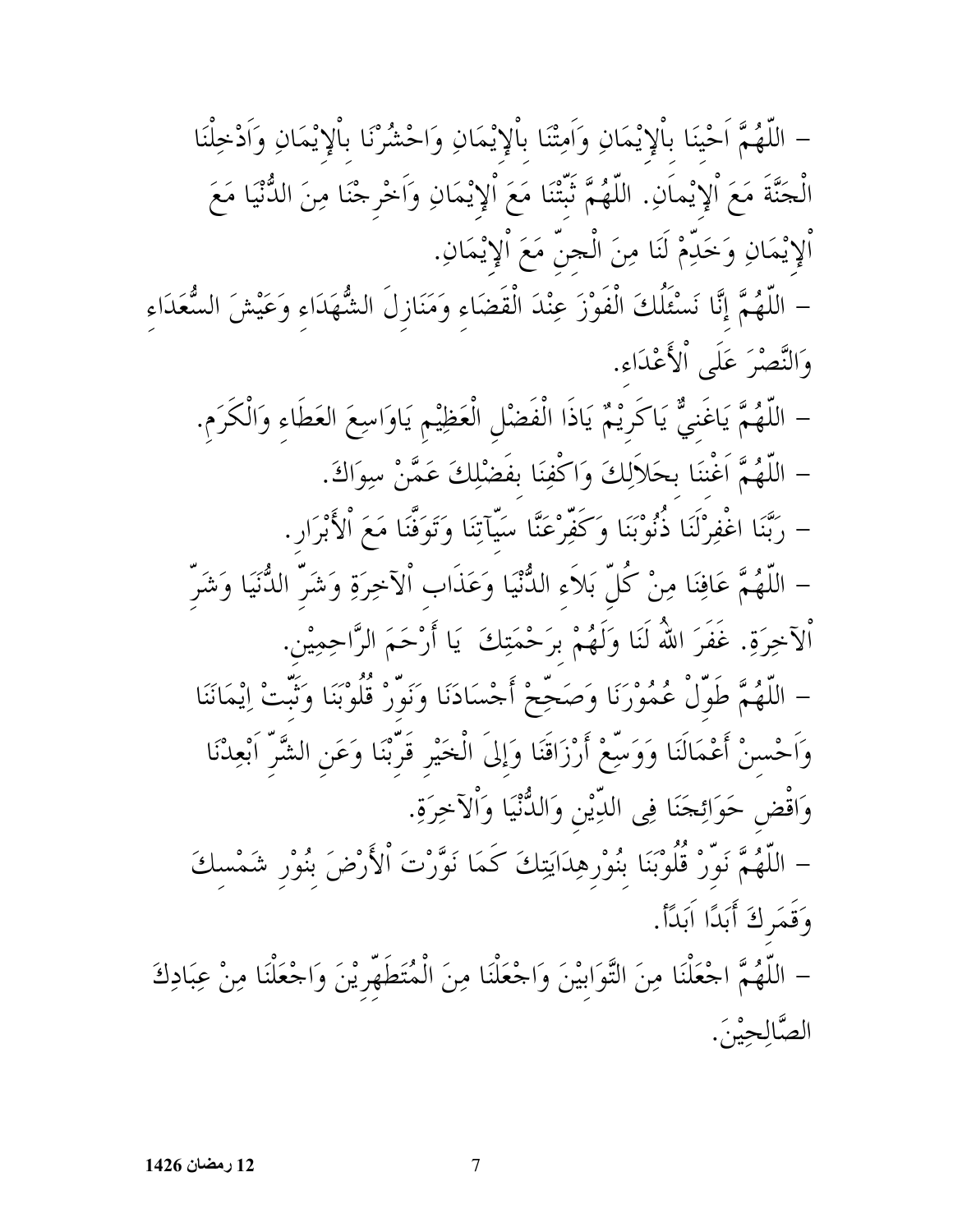– اللّهُمَّ اَحْيِنَا بِالْإِيْمَانِ وَاَمِتْنَا بِالْإِيْمَانِ وَاحْشُرْنَا بِالْإِيْمَانِ وَاَدْخِلْنَا الْجَنَّةَ مَعَ اْلإِيمَانِ. اللّهُمَّ ثَبِّتْنَا مَعَ اْلإِيْمَانِ وَاَخْرِجْنَا مِنَ الدُّنْيَا مَعَ اْلإِيْمَانِ وَخَدِّمْ لَنَا مِنَ الْجِنِّ مَعَ اْلإِيْمَانِ.

– اللّهُمَّ إِنَّا نَسْئَلُكَ الْفَوْزَ عِنْدَ الْقَضَاءِ وَمَنَازِلَ الشُّهَدَاءِ وَعَيْشَ السُّعَدَاءِ وَالنَّصْرَ عَلَى اْلأَعْدَاءِ.

– اللّهُمَّ يَاغَنِيٌّ يَاكَرِيْمٌ يَاذَا الْفَضْلِ الْعَظِيْمِ يَاوَاسِعَ العَطَاءِ وَالْكَرَمِ.

– اللّهُمَّ اَغْنِنَا بِحَلاَلِكَ وَاكْفِنَا بِفَضْلِكَ عَمَّنْ سِوَاكَ.

– رَبَّنَا اغْفِرْلَنَا ذُنُوْبَنَا وَكَفِّرْعَنَّا سَيِّآتِنَا وَتَوَفَّنَا مَعَ اْلأَبْرَارِ.

– اللّهُمَّ عَافِنَا مِنْ كُلِّ بَلاَءِ الدُّنْيَا وَعَذَابِ اْلآخِرَةِ وَشَرِّ الدُّنَيَا وَشَرِّ اْلآخِرَةِ. غَفَرَ اللهُ لَنَا وَلَهُمْ بِرَحْمَتِكَ يَا أَرْحَمَ الرَّاحِمِيْنَ.

– اللّهُمَّ طَوِّلْ عُمُوْرَنَا وَصَحِّحْ أَجْسَادَنَا وَنَوِّرْ قُلُوْبَنَا وَثَبِّتْ اِيْمَانَنَا وَاَحْسِنْ أَعْمَالَنَا وَوَسِّعْ أَرْزَاقَنَا وَإِلَى الْخَيْرِ قَرِّبْنَا وَعَنِ الشَّرِّ اَبْعِدْنَا وَاقْضِ حَوَائِجَنَا فِى الدِّيْنِ وَالدُّنْيَا وَاْلآخِرَةِ.

– اللّهُمَّ نَوِّرْ قُلُوْبَنَا بِنُوْرِهِدَايَتِكَ كَمَا نَوَّرْتَ اْلأَرْضَ بِنُوْرِ شَمْسِكَ وَقَمَرِكَ أَبَدًا اَبَدًا.

– اللّهُمَّ اجْعَلْنَا مِنَ التَّوَابِيْنَ وَاجْعَلْنَا مِنَ الْمُتَطَهِّرِيْنَ وَاجْعَلْنَا مِنْ عِبَادِكَ الصَّالِحِيْنَ.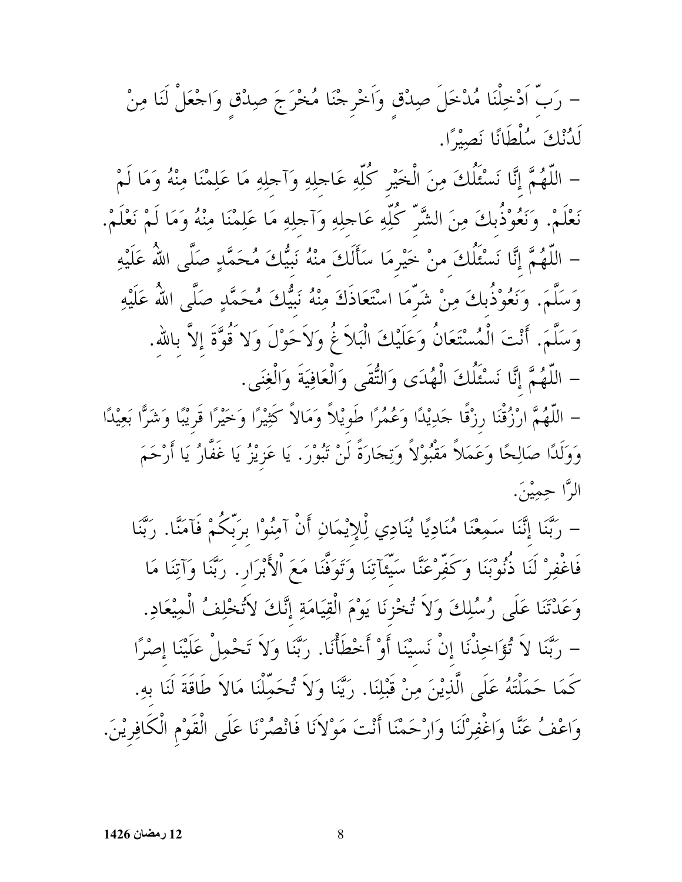– رَبِّ اَدْخِلْنَا مُدْخَلَ صِدْقٍ وَاَخْرِجْنَا مُخْرَجَ صِدْقٍ وَاجْعَلْ لَنَا مِنْ لَدُنْكَ سُلْطَانًا نَصِيْرًا.

– اللّٰهُمَّ إِنَّا نَسْئَلُكَ مِنَ الْخَيْرِ كُلِّهِ عَاجِلِهِ وَآجِلِهِ مَا عَلِمْنَا مِنْهُ وَمَا لَمْ نَعْلَمْ. وَنَعُوْذُبِكَ مِنَ الشَّرِّ كُلِّهِ عَاجِلِهِ وَآجِلِهِ مَا عَلِمْنَا مِنْهُ وَمَا لَمْ نَعْلَمْ.

– اللّٰهُمَّ إِنَّا نَسْئَلُكَ مِنْ خَيْرِمَا سَأَلَكَ مِنْهُ نَبِيُّكَ مُحَمَّدٍ صَلَّى اللّٰهُ عَلَيْهِ وَسَلَّمَ. وَنَعُوْذُبِكَ مِنْ شَرِّمَا اسْتَعَاذَكَ مِنْهُ نَبِيُّكَ مُحَمَّدٍ صَلَّى اللّٰهُ عَلَيْهِ وَسَلَّمَ. أَنْتَ الْمُسْتَعَانُ وَعَلَيْكَ الْبَلاَغُ وَلاَحَوْلَ وَلا قُوَّةَ إِلاَّ بِاللّٰهِ.

– اللّٰهُمَّ إِنَّا نَسْئَلُكَ الْهُدَى وَالتُّقَى وَالْعَافِيَةَ وَالْغِنَى.

– اللّٰهُمَّ ارْزُقْنَا رِزْقًا جَدِيْدًا وَعُمُرًا طَوِيْلاً وَمَالاً كَثِيْرًا وَخَيْرًا قَرِيْبًا وَشَرًّا بَعِيْدًا وَوَلَدًا صَالِحًا وَعَمَلاً مَقْبُوْلاً وَتِجَارَةً لَنْ تَبُوْرَ. يَا عَزِيْزُ يَا غَفَّارُ يَا أَرْحَمَ الرَّا حِمِيْنَ.

– رَبَّنَا إِنَّنَا سَمِعْنَا مُنَادِيًا يُنَادِي لِلْإِيْمَانِ أَنْ آمِنُوْا بِرَبِّكُمْ فَآمَنَّا. رَبَّنَا فَاغْفِرْ لَنَا ذُنُوْبَنَا وَكَفِّرْعَنَّا سَيِّئَآتِنَا وَتَوَفَّنَا مَعَ ٱلْأَبْرَارِ. رَبَّنَا وَآتِنَا مَا وَعَدْتَنَا عَلَى رُسُلِكَ وَلاَ تُخْزِنَا يَوْمَ الْقِيَامَةِ إِنَّكَ لاَتُخْلِفُ الْمِيْعَادِ.

– رَبَّنَا لاَ تُؤَاخِذْنَا إِنْ نَسِيْنَا أَوْ أَخْطَأْنَا. رَبَّنَا وَلاَ تَحْمِلْ عَلَيْنَا إِصْرًا كَمَا حَمَلْتَهُ عَلَى الَّذِيْنَ مِنْ قَبْلِنَا. رَبَّنَا وَلاَ تُحَمِّلْنَا مَالاَ طَاقَةَ لَنَا بِهِ. وَاعْفُ عَنَّا وَاغْفِرْلَنَا وَارْحَمْنَا أَنْتَ مَوْلاَنَا فَانْصُرْنَا عَلَى الْقَوْمِ الْكَافِرِيْنَ.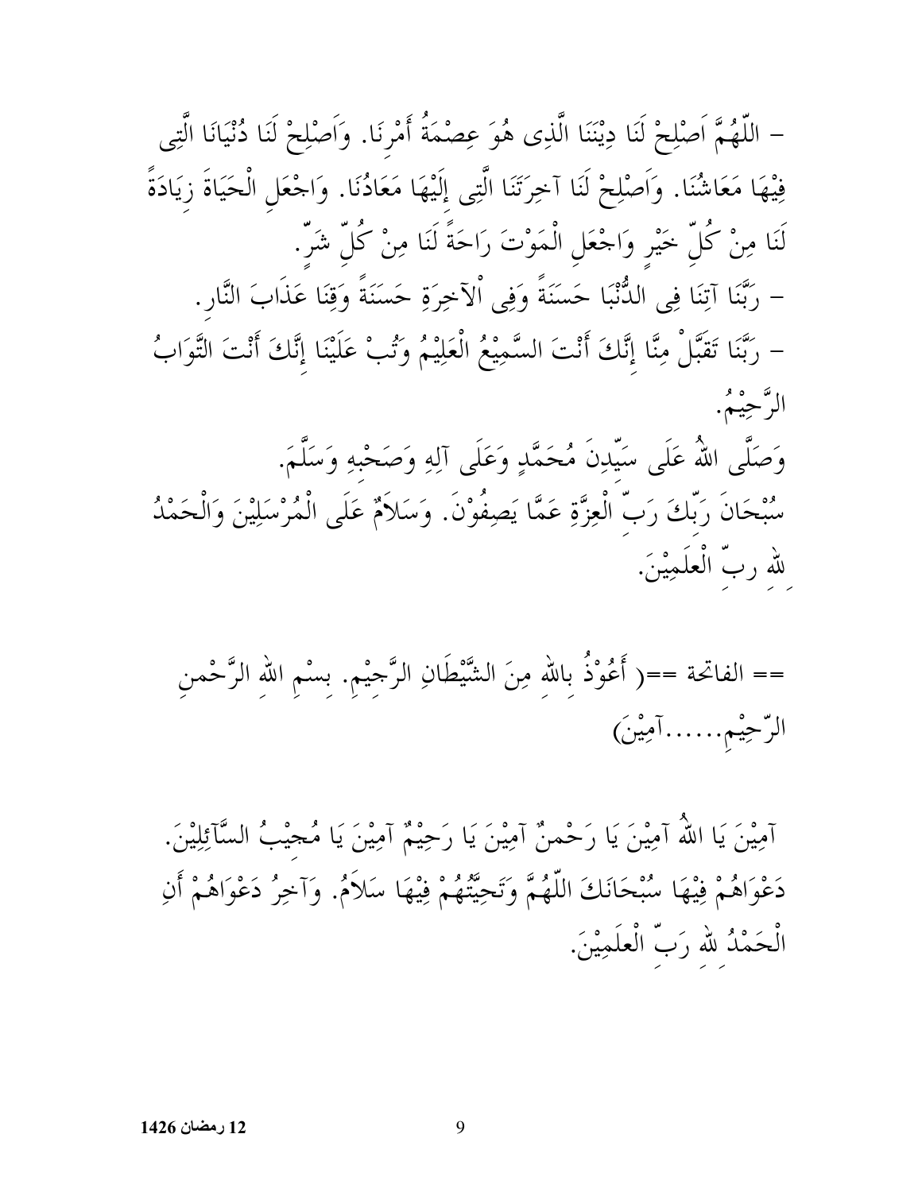– اللّهُمَّ اَصْلِحْ لَنَا دِيْنَنَا الَّذِى هُوَ عِصْمَةُ أَمْرِنَا. وَاَصْلِحْ لَنَا دُنْيَانَا الَّتِى فِيْهَا مَعَاشُنَا. وَاَصْلِحْ لَنَا آخِرَتَنَا الَّتِى إِلَيْهَا مَعَادُنَا. وَاجْعَلِ الْحَيَاةَ زِيَادَةً لَنَا مِنْ كُلِّ خَيْرٍ وَاجْعَلِ الْمَوْتَ رَاحَةً لَنَا مِنْ كُلِّ شَرٍّ.

– رَبَّنَا آتِنَا فِى الدُّنْيَا حَسَنَةً وَفِى الْآخِرَةِ حَسَنَةً وَقِنَا عَذَابَ النَّارِ.

– رَبَّنَا تَقَبَّلْ مِنَّا إِنَّكَ أَنْتَ السَّمِيْعُ الْعَلِيْمُ وَتُبْ عَلَيْنَا إِنَّكَ أَنْتَ التَّوَابُ الرَّحِيْمُ.

وَصَلَّى اللهُ عَلَى سَيِّدِنَ مُحَمَّدٍ وَعَلَى آلِهِ وَصَحْبِهِ وَسَلَّمَ.

سُبْحَانَ رَبِّكَ رَبِّ الْعِزَّةِ عَمَّا يَصِفُوْنَ. وَسَلاَمٌ عَلَى الْمُرْسَلِيْنَ وَالْحَمْدُ لِلّٰهِ ربِّ الْعٰلَمِيْنَ.

== الفاتحة ==( أَعُوْذُ بِاللّٰهِ مِنَ الشَّيْطَانِ الرَّجِيْمِ. بِسْمِ اللّٰهِ الرَّحْمنِ الرَّحِيْمِ.......آمِيْنَ)

آمِيْنَ يَا اللّٰهُ آمِيْنَ يَا رَحْمنٌ آمِيْنَ يَا رَحِيْمٌ آمِيْنَ يَا مُجِيْبُ السَّآئِلِيْنَ. دَعْوَاهُمْ فِيْهَا سُبْحَانَكَ اللّٰهُمَّ وَتَحِيَّتُهُمْ فِيْهَا سَلاَمٌ. وَآخِرُ دَعْوَاهُمْ أَنِ الْحَمْدُ لِلّٰهِ رَبِّ الْعٰلَمِيْنَ.

**12 رمضان 1426**